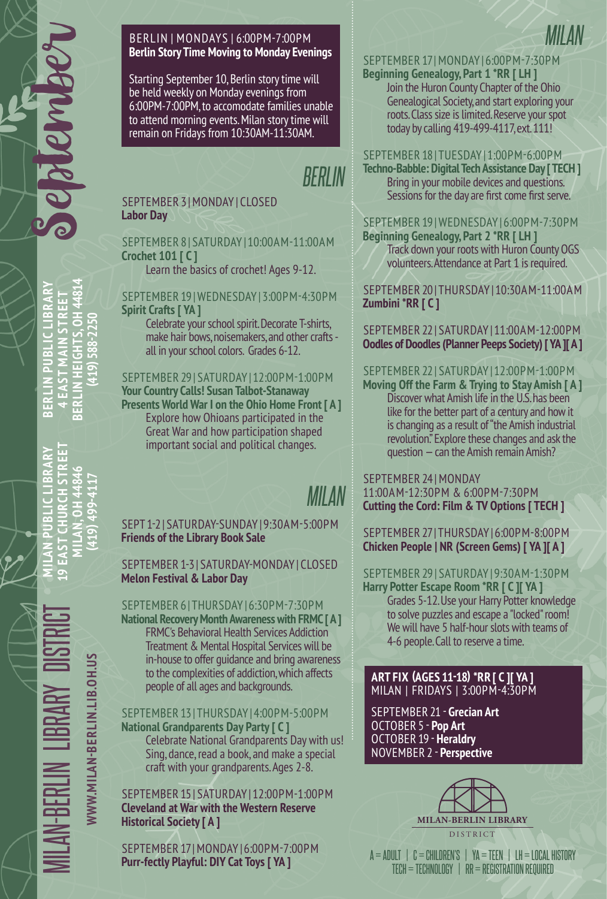# September

**MILAN-BERLIN LIBRARY DISTRICT**

**WWW.MILAN-BERLIN.LIB.OH.US**

**MILAN PUBLIC LIBRARY**
**19 EAST CHURCH STREET**
**MILAN, OH 44846**
**(419) 499-4117**

**BERLIN PUBLIC LIBRARY**
**4 EAST MAIN STREET**
**BERLIN HEIGHTS, OH 44814**
**(419) 588-2250**

BERLIN | MONDAYS | 6:00PM-7:00PM
**Berlin Story Time Moving to Monday Evenings**

Starting September 10, Berlin story time will be held weekly on Monday evenings from 6:00PM-7:00PM, to accomodate families unable to attend morning events. Milan story time will remain on Fridays from 10:30AM-11:30AM.

## BERLIN

SEPTEMBER 3 | MONDAY | CLOSED
**Labor Day**

SEPTEMBER 8 | SATURDAY | 10:00AM-11:00AM
**Crochet 101 [ C ]**
Learn the basics of crochet! Ages 9-12.

SEPTEMBER 19 | WEDNESDAY | 3:00PM-4:30PM
**Spirit Crafts [ YA ]**
Celebrate your school spirit. Decorate T-shirts, make hair bows, noisemakers, and other crafts - all in your school colors. Grades 6-12.

SEPTEMBER 29 | SATURDAY | 12:00PM-1:00PM
**Your Country Calls! Susan Talbot-Stanaway Presents World War I on the Ohio Home Front [ A ]**
Explore how Ohioans participated in the Great War and how participation shaped important social and political changes.

## MILAN

SEPT 1-2 | SATURDAY-SUNDAY | 9:30AM-5:00PM
**Friends of the Library Book Sale**

SEPTEMBER 1-3 | SATURDAY-MONDAY | CLOSED
**Melon Festival & Labor Day**

SEPTEMBER 6 | THURSDAY | 6:30PM-7:30PM
**National Recovery Month Awareness with FRMC [ A ]**
FRMC's Behavioral Health Services Addiction Treatment & Mental Hospital Services will be in-house to offer guidance and bring awareness to the complexities of addiction, which affects people of all ages and backgrounds.

SEPTEMBER 13 | THURSDAY | 4:00PM-5:00PM
**National Grandparents Day Party [ C ]**
Celebrate National Grandparents Day with us! Sing, dance, read a book, and make a special craft with your grandparents. Ages 2-8.

SEPTEMBER 15 | SATURDAY | 12:00PM-1:00PM
**Cleveland at War with the Western Reserve Historical Society [ A ]**

SEPTEMBER 17 | MONDAY | 6:00PM-7:00PM
**Purr-fectly Playful: DIY Cat Toys [ YA ]**

## MILAN

SEPTEMBER 17 | MONDAY | 6:00PM-7:30PM
**Beginning Genealogy, Part 1 *RR [ LH ]**
Join the Huron County Chapter of the Ohio Genealogical Society, and start exploring your roots. Class size is limited. Reserve your spot today by calling 419-499-4117, ext. 111!

SEPTEMBER 18 | TUESDAY | 1:00PM-6:00PM
**Techno-Babble: Digital Tech Assistance Day [ TECH ]**
Bring in your mobile devices and questions. Sessions for the day are first come first serve.

SEPTEMBER 19 | WEDNESDAY | 6:00PM-7:30PM
**Beginning Genealogy, Part 2 *RR [ LH ]**
Track down your roots with Huron County OGS volunteers. Attendance at Part 1 is required.

SEPTEMBER 20 | THURSDAY | 10:30AM-11:00AM
**Zumbini *RR [ C ]**

SEPTEMBER 22 | SATURDAY | 11:00AM-12:00PM
**Oodles of Doodles (Planner Peeps Society) [ YA ][ A ]**

SEPTEMBER 22 | SATURDAY | 12:00PM-1:00PM
**Moving Off the Farm & Trying to Stay Amish [ A ]**
Discover what Amish life in the U.S. has been like for the better part of a century and how it is changing as a result of "the Amish industrial revolution." Explore these changes and ask the question – can the Amish remain Amish?

SEPTEMBER 24 | MONDAY
11:00AM-12:30PM & 6:00PM-7:30PM
**Cutting the Cord: Film & TV Options [ TECH ]**

SEPTEMBER 27 | THURSDAY | 6:00PM-8:00PM
**Chicken People | NR (Screen Gems) [ YA ][ A ]**

SEPTEMBER 29 | SATURDAY | 9:30AM-1:30PM
**Harry Potter Escape Room *RR [ C ][ YA ]**
Grades 5-12. Use your Harry Potter knowledge to solve puzzles and escape a "locked" room! We will have 5 half-hour slots with teams of 4-6 people. Call to reserve a time.

**ART FIX (AGES 11-18) *RR [ C ][ YA ]**
MILAN | FRIDAYS | 3:00PM-4:30PM

SEPTEMBER 21 - **Grecian Art**
OCTOBER 5 - **Pop Art**
OCTOBER 19 - **Heraldry**
NOVEMBER 2 - **Perspective**

MILAN-BERLIN LIBRARY
DISTRICT

A = ADULT | C = CHILDREN'S | YA = TEEN | LH = LOCAL HISTORY
TECH = TECHNOLOGY | RR = REGISTRATION REQUIRED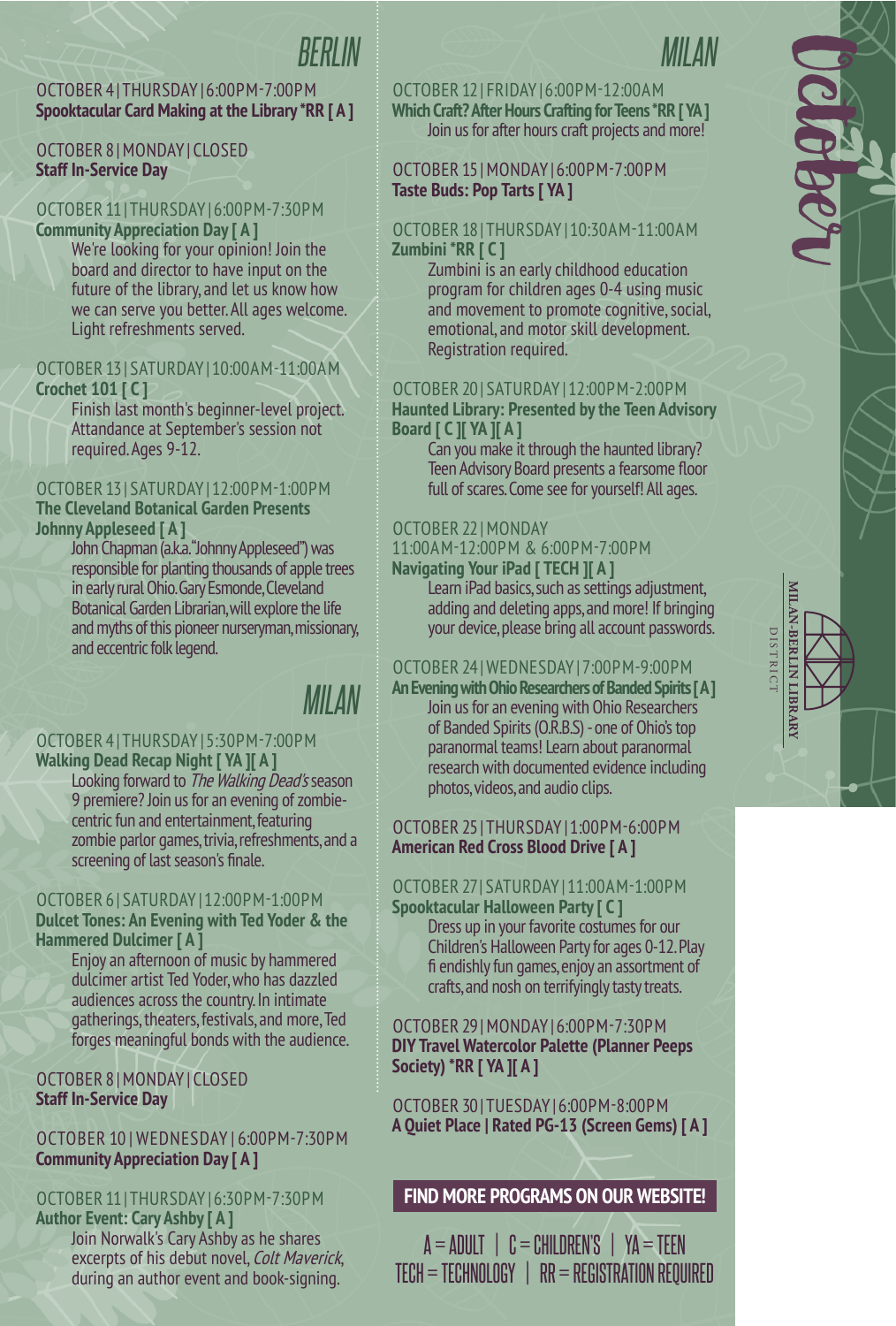# October

## BERLIN

OCTOBER 4 | THURSDAY | 6:00PM-7:00PM
**Spooktacular Card Making at the Library *RR [ A ]**

OCTOBER 8 | MONDAY | CLOSED
**Staff In-Service Day**

OCTOBER 11 | THURSDAY | 6:00PM-7:30PM
**Community Appreciation Day [ A ]**
We're looking for your opinion! Join the board and director to have input on the future of the library, and let us know how we can serve you better. All ages welcome. Light refreshments served.

OCTOBER 13 | SATURDAY | 10:00AM-11:00AM
**Crochet 101 [ C ]**
Finish last month's beginner-level project. Attandance at September's session not required. Ages 9-12.

OCTOBER 13 | SATURDAY | 12:00PM-1:00PM
**The Cleveland Botanical Garden Presents Johnny Appleseed [ A ]**
John Chapman (a.k.a. "Johnny Appleseed") was responsible for planting thousands of apple trees in early rural Ohio. Gary Esmonde, Cleveland Botanical Garden Librarian, will explore the life and myths of this pioneer nurseryman, missionary, and eccentric folk legend.

## MILAN

OCTOBER 4 | THURSDAY | 5:30PM-7:00PM
**Walking Dead Recap Night [ YA ][ A ]**
Looking forward to *The Walking Dead's* season 9 premiere? Join us for an evening of zombie-centric fun and entertainment, featuring zombie parlor games, trivia, refreshments, and a screening of last season's finale.

OCTOBER 6 | SATURDAY | 12:00PM-1:00PM
**Dulcet Tones: An Evening with Ted Yoder & the Hammered Dulcimer [ A ]**
Enjoy an afternoon of music by hammered dulcimer artist Ted Yoder, who has dazzled audiences across the country. In intimate gatherings, theaters, festivals, and more, Ted forges meaningful bonds with the audience.

OCTOBER 8 | MONDAY | CLOSED
**Staff In-Service Day**

OCTOBER 10 | WEDNESDAY | 6:00PM-7:30PM
**Community Appreciation Day [ A ]**

OCTOBER 11 | THURSDAY | 6:30PM-7:30PM
**Author Event: Cary Ashby [ A ]**
Join Norwalk's Cary Ashby as he shares excerpts of his debut novel, *Colt Maverick*, during an author event and book-signing.

## MILAN

OCTOBER 12 | FRIDAY | 6:00PM-12:00AM
**Which Craft? After Hours Crafting for Teens *RR [ YA ]**
Join us for after hours craft projects and more!

OCTOBER 15 | MONDAY | 6:00PM-7:00PM
**Taste Buds: Pop Tarts [ YA ]**

OCTOBER 18 | THURSDAY | 10:30AM-11:00AM
**Zumbini *RR [ C ]**
Zumbini is an early childhood education program for children ages 0-4 using music and movement to promote cognitive, social, emotional, and motor skill development. Registration required.

OCTOBER 20 | SATURDAY | 12:00PM-2:00PM
**Haunted Library: Presented by the Teen Advisory Board [ C ][ YA ][ A ]**
Can you make it through the haunted library? Teen Advisory Board presents a fearsome floor full of scares. Come see for yourself! All ages.

OCTOBER 22 | MONDAY
11:00AM-12:00PM & 6:00PM-7:00PM
**Navigating Your iPad [ TECH ][ A ]**
Learn iPad basics, such as settings adjustment, adding and deleting apps, and more! If bringing your device, please bring all account passwords.

OCTOBER 24 | WEDNESDAY | 7:00PM-9:00PM
**An Evening with Ohio Researchers of Banded Spirits [ A ]**
Join us for an evening with Ohio Researchers of Banded Spirits (O.R.B.S) - one of Ohio's top paranormal teams! Learn about paranormal research with documented evidence including photos, videos, and audio clips.

OCTOBER 25 | THURSDAY | 1:00PM-6:00PM
**American Red Cross Blood Drive [ A ]**

OCTOBER 27 | SATURDAY | 11:00AM-1:00PM
**Spooktacular Halloween Party [ C ]**
Dress up in your favorite costumes for our Children's Halloween Party for ages 0-12. Play fi endishly fun games, enjoy an assortment of crafts, and nosh on terrifyingly tasty treats.

OCTOBER 29 | MONDAY | 6:00PM-7:30PM
**DIY Travel Watercolor Palette (Planner Peeps Society) *RR [ YA ][ A ]**

OCTOBER 30 | TUESDAY | 6:00PM-8:00PM
**A Quiet Place | Rated PG-13 (Screen Gems) [ A ]**

**FIND MORE PROGRAMS ON OUR WEBSITE!**

A = ADULT | C = CHILDREN'S | YA = TEEN
TECH = TECHNOLOGY | RR = REGISTRATION REQUIRED

MILAN-BERLIN LIBRARY DISTRICT